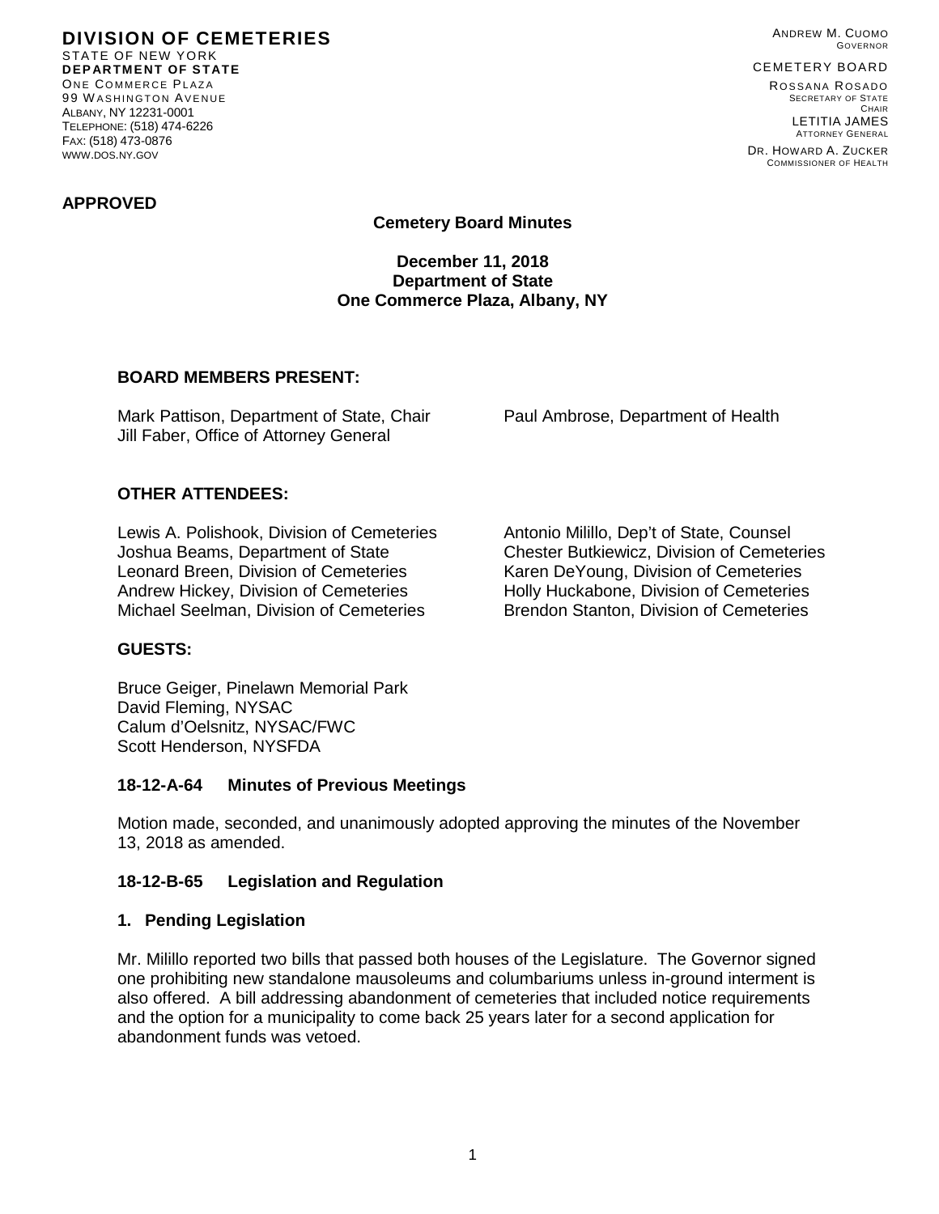**DIVISION OF CEMETERIES**
STATE OF NEW YORK
**DEPARTMENT OF STATE**
ONE COMMERCE PLAZA
99 WASHINGTON AVENUE
ALBANY, NY 12231-0001
TELEPHONE: (518) 474-6226
FAX: (518) 473-0876
WWW.DOS.NY.GOV

ANDREW M. CUOMO
GOVERNOR

CEMETERY BOARD

ROSSANA ROSADO
SECRETARY OF STATE
CHAIR
LETITIA JAMES
ATTORNEY GENERAL
DR. HOWARD A. ZUCKER
COMMISSIONER OF HEALTH

**APPROVED**

**Cemetery Board Minutes**

**December 11, 2018**
**Department of State**
**One Commerce Plaza, Albany, NY**

### BOARD MEMBERS PRESENT:

Mark Pattison, Department of State, Chair
Jill Faber, Office of Attorney General
Paul Ambrose, Department of Health

### OTHER ATTENDEES:

Lewis A. Polishook, Division of Cemeteries
Joshua Beams, Department of State
Leonard Breen, Division of Cemeteries
Andrew Hickey, Division of Cemeteries
Michael Seelman, Division of Cemeteries
Antonio Milillo, Dep't of State, Counsel
Chester Butkiewicz, Division of Cemeteries
Karen DeYoung, Division of Cemeteries
Holly Huckabone, Division of Cemeteries
Brendon Stanton, Division of Cemeteries

### GUESTS:

Bruce Geiger, Pinelawn Memorial Park
David Fleming, NYSAC
Calum d'Oelsnitz, NYSAC/FWC
Scott Henderson, NYSFDA

### 18-12-A-64 Minutes of Previous Meetings

Motion made, seconded, and unanimously adopted approving the minutes of the November 13, 2018 as amended.

### 18-12-B-65 Legislation and Regulation

#### 1. Pending Legislation

Mr. Milillo reported two bills that passed both houses of the Legislature. The Governor signed one prohibiting new standalone mausoleums and columbariums unless in-ground interment is also offered. A bill addressing abandonment of cemeteries that included notice requirements and the option for a municipality to come back 25 years later for a second application for abandonment funds was vetoed.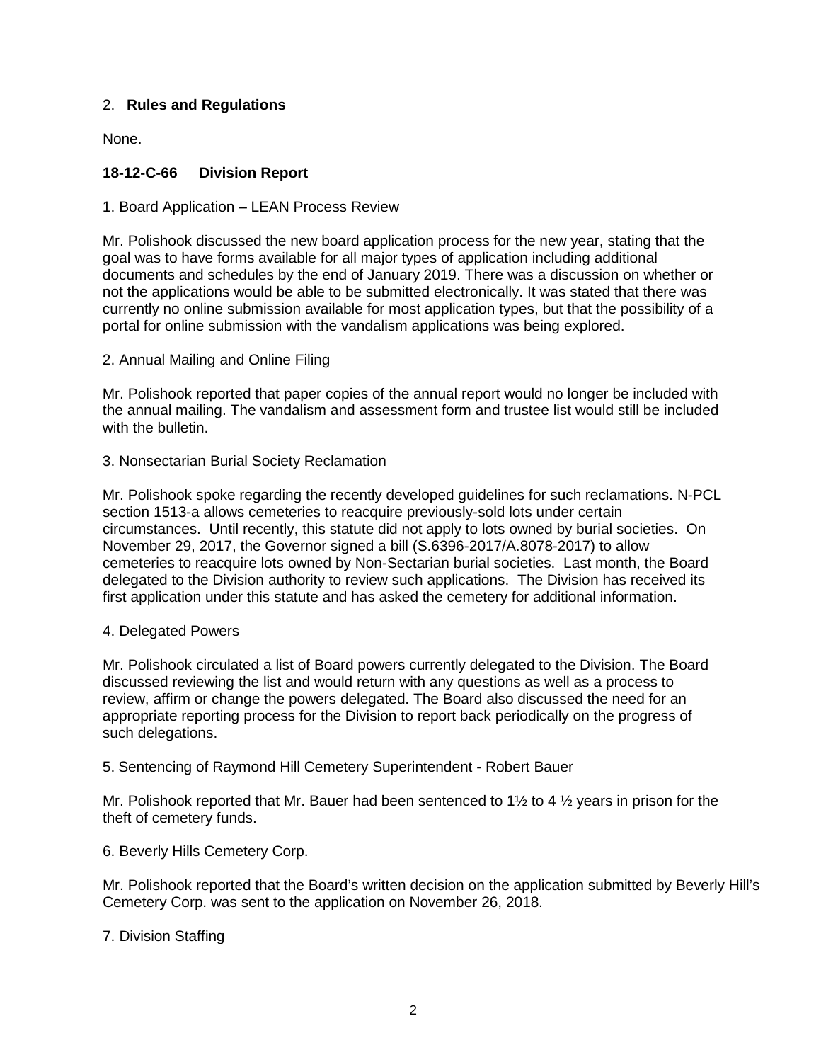2. **Rules and Regulations**

None.

**18-12-C-66 Division Report**

1. Board Application – LEAN Process Review

Mr. Polishook discussed the new board application process for the new year, stating that the goal was to have forms available for all major types of application including additional documents and schedules by the end of January 2019. There was a discussion on whether or not the applications would be able to be submitted electronically. It was stated that there was currently no online submission available for most application types, but that the possibility of a portal for online submission with the vandalism applications was being explored.

2. Annual Mailing and Online Filing

Mr. Polishook reported that paper copies of the annual report would no longer be included with the annual mailing. The vandalism and assessment form and trustee list would still be included with the bulletin.

3. Nonsectarian Burial Society Reclamation

Mr. Polishook spoke regarding the recently developed guidelines for such reclamations. N-PCL section 1513-a allows cemeteries to reacquire previously-sold lots under certain circumstances. Until recently, this statute did not apply to lots owned by burial societies. On November 29, 2017, the Governor signed a bill (S.6396-2017/A.8078-2017) to allow cemeteries to reacquire lots owned by Non-Sectarian burial societies. Last month, the Board delegated to the Division authority to review such applications. The Division has received its first application under this statute and has asked the cemetery for additional information.

4. Delegated Powers

Mr. Polishook circulated a list of Board powers currently delegated to the Division. The Board discussed reviewing the list and would return with any questions as well as a process to review, affirm or change the powers delegated. The Board also discussed the need for an appropriate reporting process for the Division to report back periodically on the progress of such delegations.

5. Sentencing of Raymond Hill Cemetery Superintendent - Robert Bauer

Mr. Polishook reported that Mr. Bauer had been sentenced to 1½ to 4 ½ years in prison for the theft of cemetery funds.

6. Beverly Hills Cemetery Corp.

Mr. Polishook reported that the Board's written decision on the application submitted by Beverly Hill's Cemetery Corp. was sent to the application on November 26, 2018.

7. Division Staffing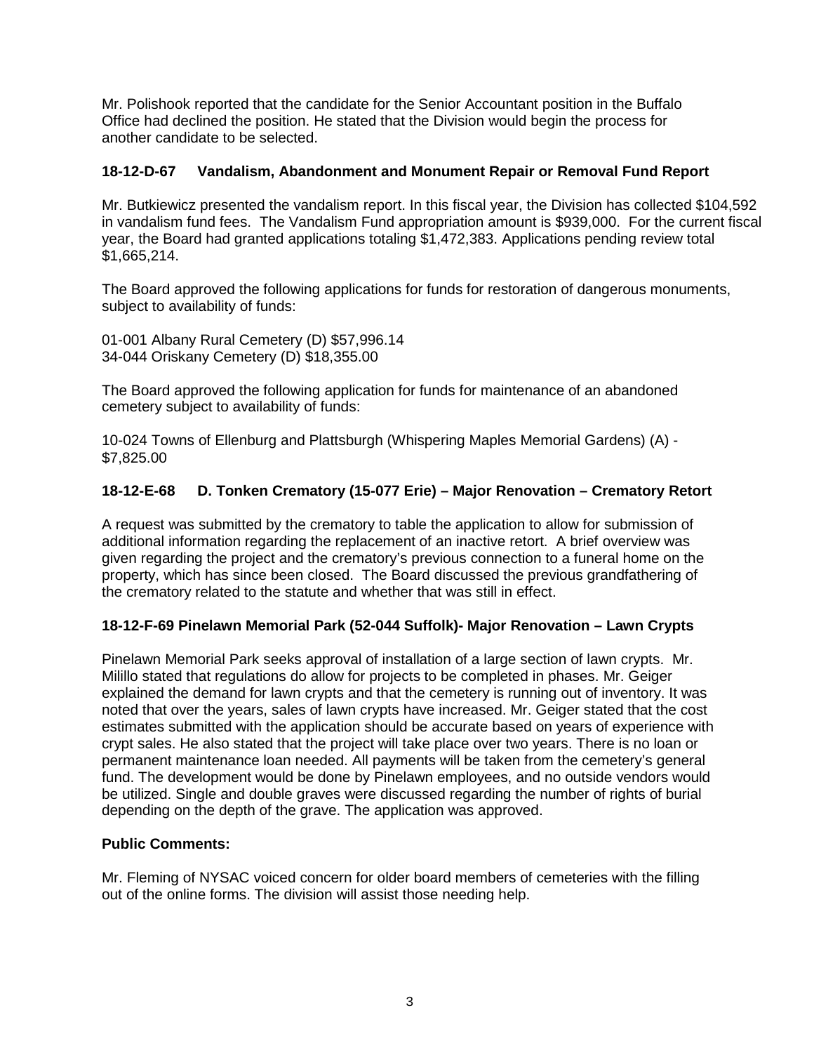Mr. Polishook reported that the candidate for the Senior Accountant position in the Buffalo Office had declined the position. He stated that the Division would begin the process for another candidate to be selected.

**18-12-D-67 Vandalism, Abandonment and Monument Repair or Removal Fund Report**

Mr. Butkiewicz presented the vandalism report. In this fiscal year, the Division has collected $104,592 in vandalism fund fees. The Vandalism Fund appropriation amount is $939,000. For the current fiscal year, the Board had granted applications totaling $1,472,383. Applications pending review total $1,665,214.

The Board approved the following applications for funds for restoration of dangerous monuments, subject to availability of funds:

01-001 Albany Rural Cemetery (D) $57,996.14
34-044 Oriskany Cemetery (D) $18,355.00

The Board approved the following application for funds for maintenance of an abandoned cemetery subject to availability of funds:

10-024 Towns of Ellenburg and Plattsburgh (Whispering Maples Memorial Gardens) (A) - $7,825.00

**18-12-E-68 D. Tonken Crematory (15-077 Erie) – Major Renovation – Crematory Retort**

A request was submitted by the crematory to table the application to allow for submission of additional information regarding the replacement of an inactive retort. A brief overview was given regarding the project and the crematory's previous connection to a funeral home on the property, which has since been closed. The Board discussed the previous grandfathering of the crematory related to the statute and whether that was still in effect.

**18-12-F-69 Pinelawn Memorial Park (52-044 Suffolk)- Major Renovation – Lawn Crypts**

Pinelawn Memorial Park seeks approval of installation of a large section of lawn crypts. Mr. Milillo stated that regulations do allow for projects to be completed in phases. Mr. Geiger explained the demand for lawn crypts and that the cemetery is running out of inventory. It was noted that over the years, sales of lawn crypts have increased. Mr. Geiger stated that the cost estimates submitted with the application should be accurate based on years of experience with crypt sales. He also stated that the project will take place over two years. There is no loan or permanent maintenance loan needed. All payments will be taken from the cemetery's general fund. The development would be done by Pinelawn employees, and no outside vendors would be utilized. Single and double graves were discussed regarding the number of rights of burial depending on the depth of the grave. The application was approved.

**Public Comments:**

Mr. Fleming of NYSAC voiced concern for older board members of cemeteries with the filling out of the online forms. The division will assist those needing help.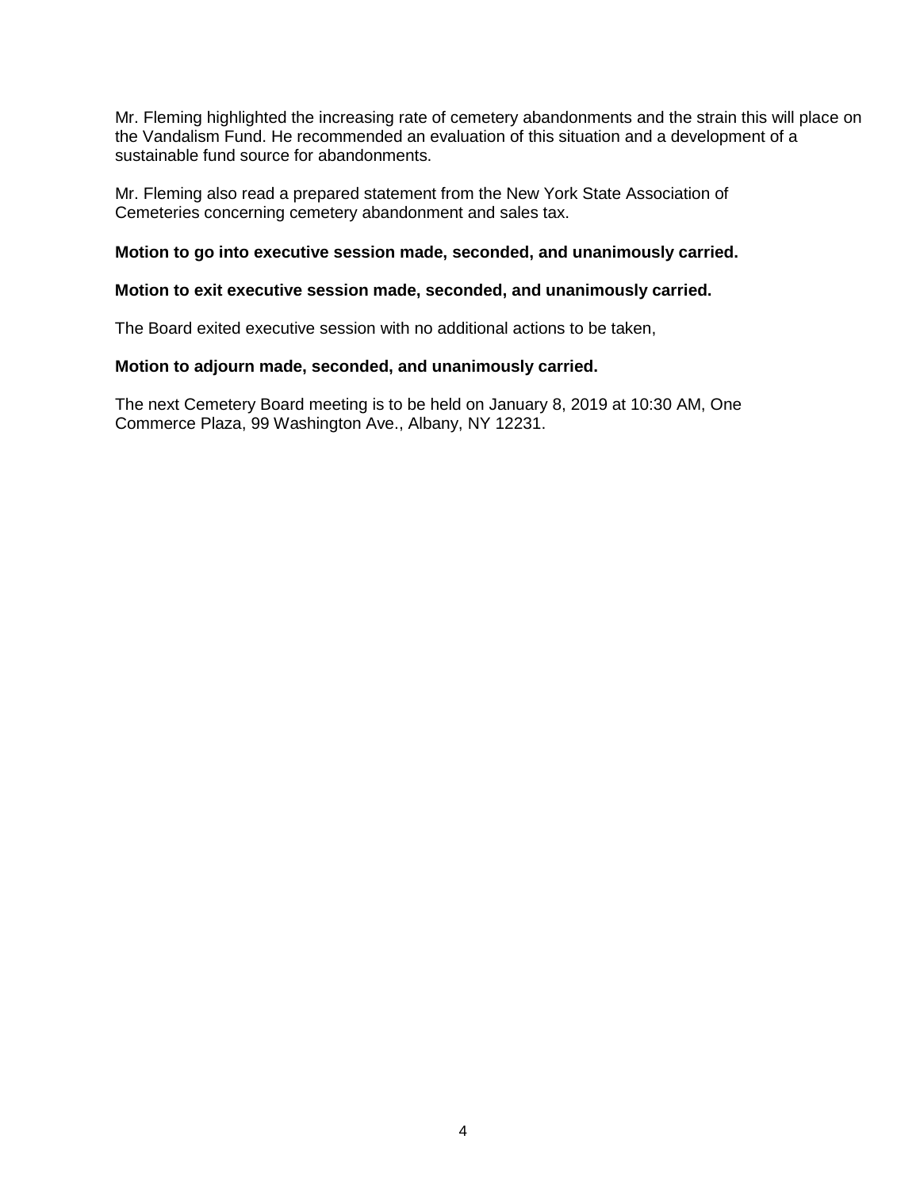Mr. Fleming highlighted the increasing rate of cemetery abandonments and the strain this will place on the Vandalism Fund. He recommended an evaluation of this situation and a development of a sustainable fund source for abandonments.

Mr. Fleming also read a prepared statement from the New York State Association of Cemeteries concerning cemetery abandonment and sales tax.

**Motion to go into executive session made, seconded, and unanimously carried.**

**Motion to exit executive session made, seconded, and unanimously carried.**

The Board exited executive session with no additional actions to be taken,

**Motion to adjourn made, seconded, and unanimously carried.**

The next Cemetery Board meeting is to be held on January 8, 2019 at 10:30 AM, One Commerce Plaza, 99 Washington Ave., Albany, NY 12231.